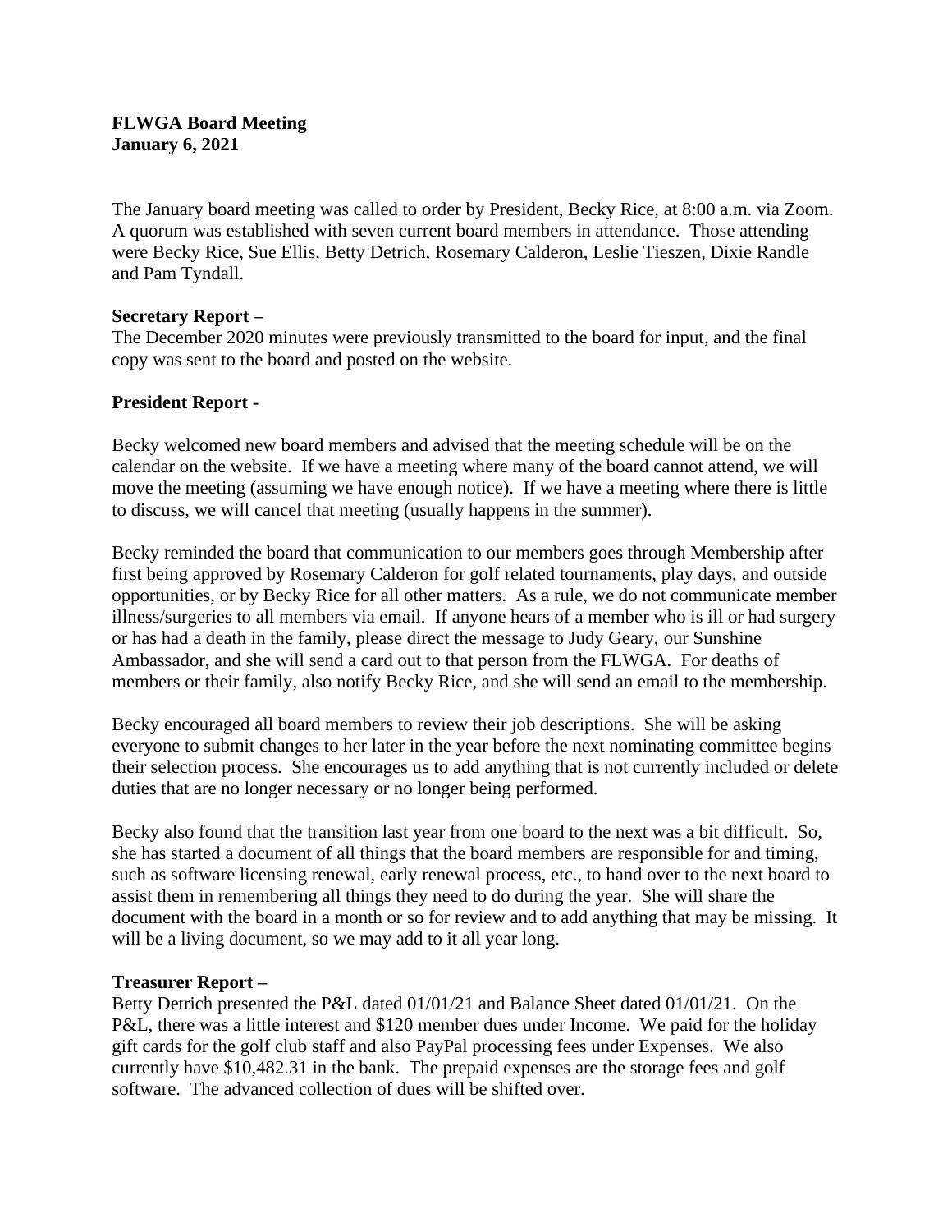**FLWGA Board Meeting**
**January 6, 2021**

The January board meeting was called to order by President, Becky Rice, at 8:00 a.m. via Zoom. A quorum was established with seven current board members in attendance. Those attending were Becky Rice, Sue Ellis, Betty Detrich, Rosemary Calderon, Leslie Tieszen, Dixie Randle and Pam Tyndall.

**Secretary Report –**
The December 2020 minutes were previously transmitted to the board for input, and the final copy was sent to the board and posted on the website.

**President Report -**

Becky welcomed new board members and advised that the meeting schedule will be on the calendar on the website. If we have a meeting where many of the board cannot attend, we will move the meeting (assuming we have enough notice). If we have a meeting where there is little to discuss, we will cancel that meeting (usually happens in the summer).

Becky reminded the board that communication to our members goes through Membership after first being approved by Rosemary Calderon for golf related tournaments, play days, and outside opportunities, or by Becky Rice for all other matters. As a rule, we do not communicate member illness/surgeries to all members via email. If anyone hears of a member who is ill or had surgery or has had a death in the family, please direct the message to Judy Geary, our Sunshine Ambassador, and she will send a card out to that person from the FLWGA. For deaths of members or their family, also notify Becky Rice, and she will send an email to the membership.

Becky encouraged all board members to review their job descriptions. She will be asking everyone to submit changes to her later in the year before the next nominating committee begins their selection process. She encourages us to add anything that is not currently included or delete duties that are no longer necessary or no longer being performed.

Becky also found that the transition last year from one board to the next was a bit difficult. So, she has started a document of all things that the board members are responsible for and timing, such as software licensing renewal, early renewal process, etc., to hand over to the next board to assist them in remembering all things they need to do during the year. She will share the document with the board in a month or so for review and to add anything that may be missing. It will be a living document, so we may add to it all year long.

**Treasurer Report –**
Betty Detrich presented the P&L dated 01/01/21 and Balance Sheet dated 01/01/21. On the P&L, there was a little interest and $120 member dues under Income. We paid for the holiday gift cards for the golf club staff and also PayPal processing fees under Expenses. We also currently have $10,482.31 in the bank. The prepaid expenses are the storage fees and golf software. The advanced collection of dues will be shifted over.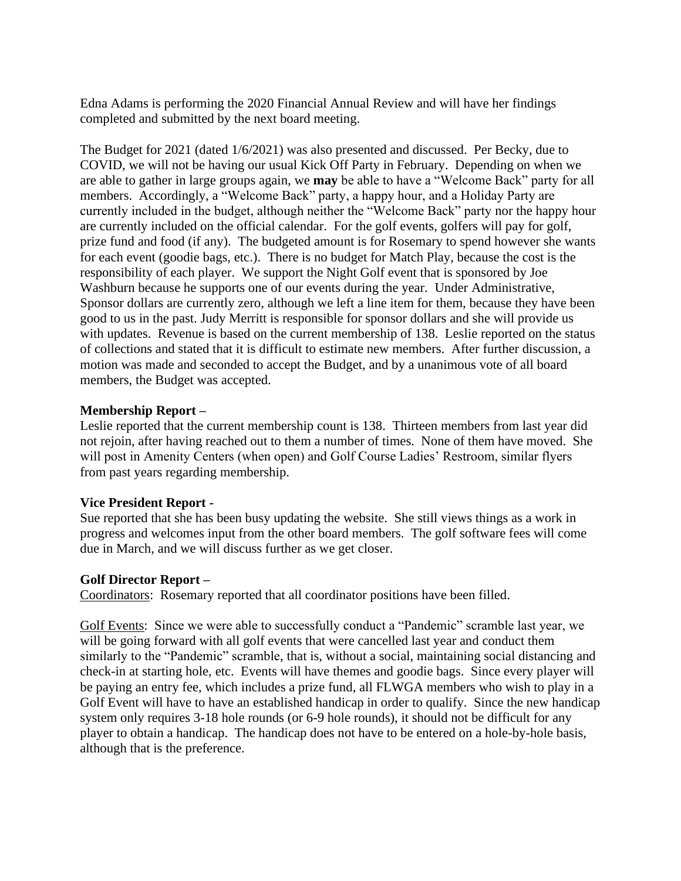Edna Adams is performing the 2020 Financial Annual Review and will have her findings completed and submitted by the next board meeting.

The Budget for 2021 (dated 1/6/2021) was also presented and discussed. Per Becky, due to COVID, we will not be having our usual Kick Off Party in February. Depending on when we are able to gather in large groups again, we **may** be able to have a "Welcome Back" party for all members. Accordingly, a "Welcome Back" party, a happy hour, and a Holiday Party are currently included in the budget, although neither the "Welcome Back" party nor the happy hour are currently included on the official calendar. For the golf events, golfers will pay for golf, prize fund and food (if any). The budgeted amount is for Rosemary to spend however she wants for each event (goodie bags, etc.). There is no budget for Match Play, because the cost is the responsibility of each player. We support the Night Golf event that is sponsored by Joe Washburn because he supports one of our events during the year. Under Administrative, Sponsor dollars are currently zero, although we left a line item for them, because they have been good to us in the past. Judy Merritt is responsible for sponsor dollars and she will provide us with updates. Revenue is based on the current membership of 138. Leslie reported on the status of collections and stated that it is difficult to estimate new members. After further discussion, a motion was made and seconded to accept the Budget, and by a unanimous vote of all board members, the Budget was accepted.

**Membership Report –**

Leslie reported that the current membership count is 138. Thirteen members from last year did not rejoin, after having reached out to them a number of times. None of them have moved. She will post in Amenity Centers (when open) and Golf Course Ladies' Restroom, similar flyers from past years regarding membership.

**Vice President Report -**

Sue reported that she has been busy updating the website. She still views things as a work in progress and welcomes input from the other board members. The golf software fees will come due in March, and we will discuss further as we get closer.

**Golf Director Report –**

<u>Coordinators</u>: Rosemary reported that all coordinator positions have been filled.

<u>Golf Events</u>: Since we were able to successfully conduct a "Pandemic" scramble last year, we will be going forward with all golf events that were cancelled last year and conduct them similarly to the "Pandemic" scramble, that is, without a social, maintaining social distancing and check-in at starting hole, etc. Events will have themes and goodie bags. Since every player will be paying an entry fee, which includes a prize fund, all FLWGA members who wish to play in a Golf Event will have to have an established handicap in order to qualify. Since the new handicap system only requires 3-18 hole rounds (or 6-9 hole rounds), it should not be difficult for any player to obtain a handicap. The handicap does not have to be entered on a hole-by-hole basis, although that is the preference.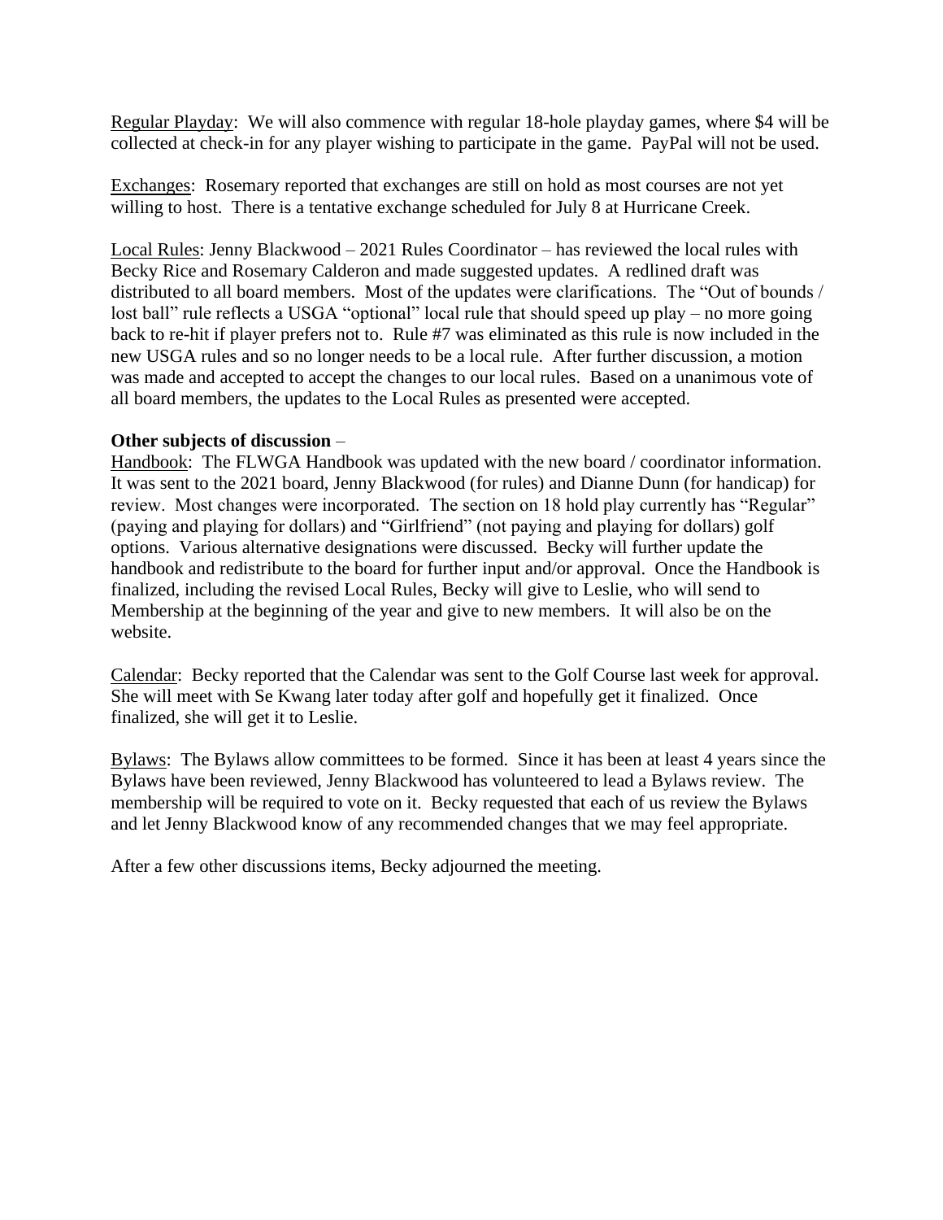Regular Playday: We will also commence with regular 18-hole playday games, where $4 will be collected at check-in for any player wishing to participate in the game. PayPal will not be used.

Exchanges: Rosemary reported that exchanges are still on hold as most courses are not yet willing to host. There is a tentative exchange scheduled for July 8 at Hurricane Creek.

Local Rules: Jenny Blackwood – 2021 Rules Coordinator – has reviewed the local rules with Becky Rice and Rosemary Calderon and made suggested updates. A redlined draft was distributed to all board members. Most of the updates were clarifications. The "Out of bounds / lost ball" rule reflects a USGA "optional" local rule that should speed up play – no more going back to re-hit if player prefers not to. Rule #7 was eliminated as this rule is now included in the new USGA rules and so no longer needs to be a local rule. After further discussion, a motion was made and accepted to accept the changes to our local rules. Based on a unanimous vote of all board members, the updates to the Local Rules as presented were accepted.

**Other subjects of discussion** –

Handbook: The FLWGA Handbook was updated with the new board / coordinator information. It was sent to the 2021 board, Jenny Blackwood (for rules) and Dianne Dunn (for handicap) for review. Most changes were incorporated. The section on 18 hold play currently has "Regular" (paying and playing for dollars) and "Girlfriend" (not paying and playing for dollars) golf options. Various alternative designations were discussed. Becky will further update the handbook and redistribute to the board for further input and/or approval. Once the Handbook is finalized, including the revised Local Rules, Becky will give to Leslie, who will send to Membership at the beginning of the year and give to new members. It will also be on the website.

Calendar: Becky reported that the Calendar was sent to the Golf Course last week for approval. She will meet with Se Kwang later today after golf and hopefully get it finalized. Once finalized, she will get it to Leslie.

Bylaws: The Bylaws allow committees to be formed. Since it has been at least 4 years since the Bylaws have been reviewed, Jenny Blackwood has volunteered to lead a Bylaws review. The membership will be required to vote on it. Becky requested that each of us review the Bylaws and let Jenny Blackwood know of any recommended changes that we may feel appropriate.

After a few other discussions items, Becky adjourned the meeting.